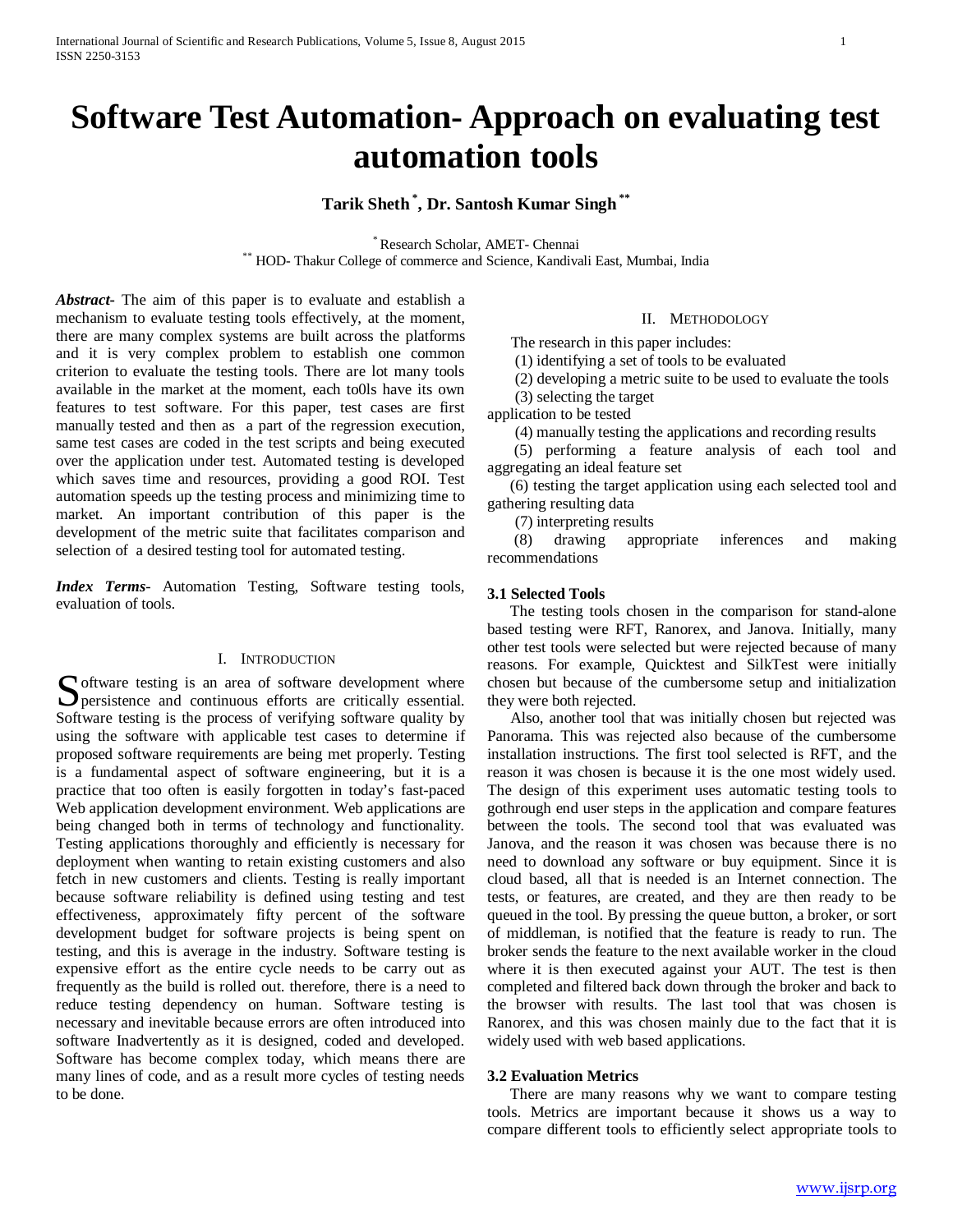# Software Test Automation- Approach on evaluating test automation tools

**Tarik Sheth [*], Dr. Santosh Kumar Singh [**]**

[*] Research Scholar, AMET- Chennai
[**] HOD- Thakur College of commerce and Science, Kandivali East, Mumbai, India

***Abstract-*** The aim of this paper is to evaluate and establish a mechanism to evaluate testing tools effectively, at the moment, there are many complex systems are built across the platforms and it is very complex problem to establish one common criterion to evaluate the testing tools. There are lot many tools available in the market at the moment, each to0ls have its own features to test software. For this paper, test cases are first manually tested and then as a part of the regression execution, same test cases are coded in the test scripts and being executed over the application under test. Automated testing is developed which saves time and resources, providing a good ROI. Test automation speeds up the testing process and minimizing time to market. An important contribution of this paper is the development of the metric suite that facilitates comparison and selection of a desired testing tool for automated testing.

***Index Terms*-** Automation Testing, Software testing tools, evaluation of tools.

## I. Introduction

Software testing is an area of software development where persistence and continuous efforts are critically essential. Software testing is the process of verifying software quality by using the software with applicable test cases to determine if proposed software requirements are being met properly. Testing is a fundamental aspect of software engineering, but it is a practice that too often is easily forgotten in today's fast-paced Web application development environment. Web applications are being changed both in terms of technology and functionality. Testing applications thoroughly and efficiently is necessary for deployment when wanting to retain existing customers and also fetch in new customers and clients. Testing is really important because software reliability is defined using testing and test effectiveness, approximately fifty percent of the software development budget for software projects is being spent on testing, and this is average in the industry. Software testing is expensive effort as the entire cycle needs to be carry out as frequently as the build is rolled out. therefore, there is a need to reduce testing dependency on human. Software testing is necessary and inevitable because errors are often introduced into software Inadvertently as it is designed, coded and developed. Software has become complex today, which means there are many lines of code, and as a result more cycles of testing needs to be done.

## II. Methodology

The research in this paper includes:

(1) identifying a set of tools to be evaluated

(2) developing a metric suite to be used to evaluate the tools

(3) selecting the target application to be tested

(4) manually testing the applications and recording results

(5) performing a feature analysis of each tool and aggregating an ideal feature set

(6) testing the target application using each selected tool and gathering resulting data

(7) interpreting results

(8) drawing appropriate inferences and making recommendations

### 3.1 Selected Tools

The testing tools chosen in the comparison for stand-alone based testing were RFT, Ranorex, and Janova. Initially, many other test tools were selected but were rejected because of many reasons. For example, Quicktest and SilkTest were initially chosen but because of the cumbersome setup and initialization they were both rejected.

Also, another tool that was initially chosen but rejected was Panorama. This was rejected also because of the cumbersome installation instructions. The first tool selected is RFT, and the reason it was chosen is because it is the one most widely used. The design of this experiment uses automatic testing tools to gothrough end user steps in the application and compare features between the tools. The second tool that was evaluated was Janova, and the reason it was chosen was because there is no need to download any software or buy equipment. Since it is cloud based, all that is needed is an Internet connection. The tests, or features, are created, and they are then ready to be queued in the tool. By pressing the queue button, a broker, or sort of middleman, is notified that the feature is ready to run. The broker sends the feature to the next available worker in the cloud where it is then executed against your AUT. The test is then completed and filtered back down through the broker and back to the browser with results. The last tool that was chosen is Ranorex, and this was chosen mainly due to the fact that it is widely used with web based applications.

### 3.2 Evaluation Metrics

There are many reasons why we want to compare testing tools. Metrics are important because it shows us a way to compare different tools to efficiently select appropriate tools to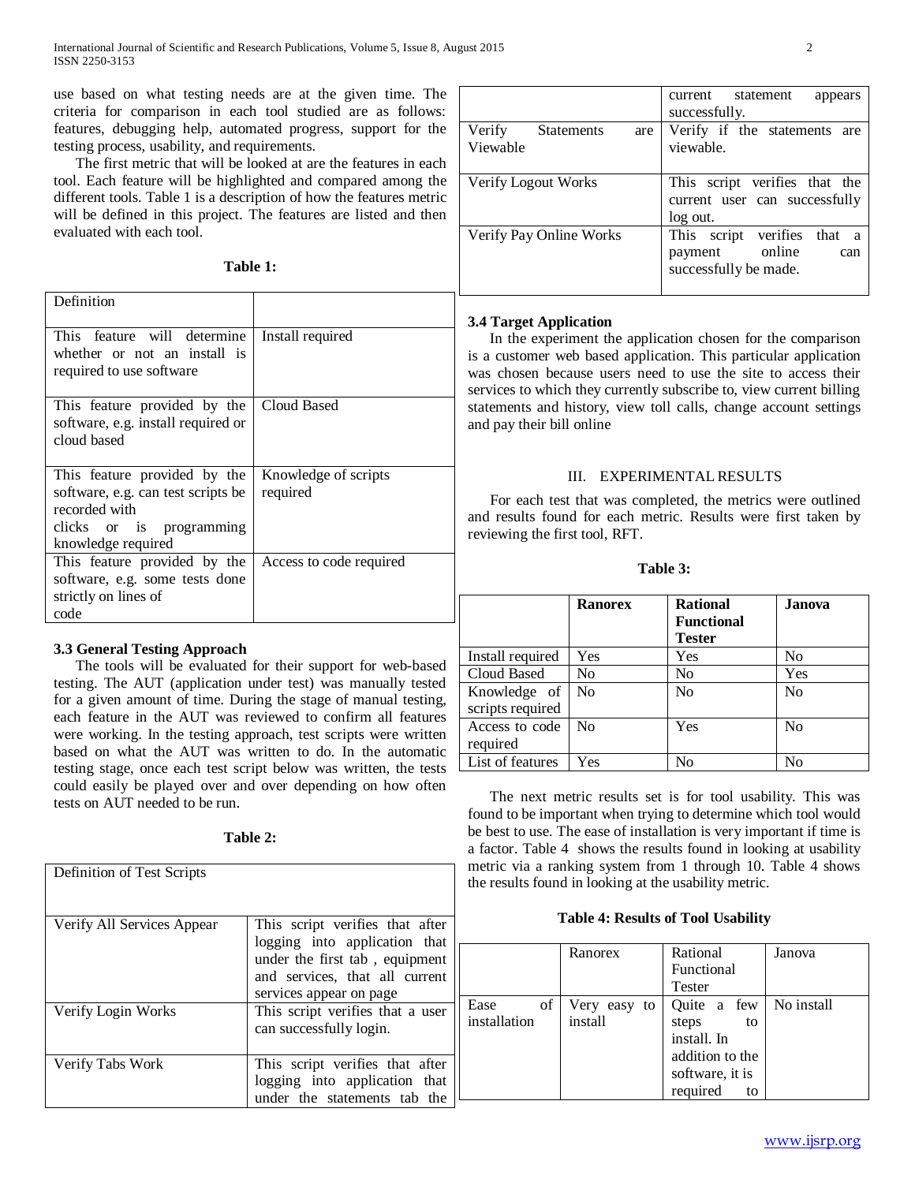use based on what testing needs are at the given time. The criteria for comparison in each tool studied are as follows: features, debugging help, automated progress, support for the testing process, usability, and requirements.

The first metric that will be looked at are the features in each tool. Each feature will be highlighted and compared among the different tools. Table 1 is a description of how the features metric will be defined in this project. The features are listed and then evaluated with each tool.

**Table 1:**

| Definition | |
|---|---|
| This feature will determine whether or not an install is required to use software | Install required |
| This feature provided by the software, e.g. install required or cloud based | Cloud Based |
| This feature provided by the software, e.g. can test scripts be recorded with clicks or is programming knowledge required | Knowledge of scripts required |
| This feature provided by the software, e.g. some tests done strictly on lines of code | Access to code required |

### 3.3 General Testing Approach

The tools will be evaluated for their support for web-based testing. The AUT (application under test) was manually tested for a given amount of time. During the stage of manual testing, each feature in the AUT was reviewed to confirm all features were working. In the testing approach, test scripts were written based on what the AUT was written to do. In the automatic testing stage, once each test script below was written, the tests could easily be played over and over depending on how often tests on AUT needed to be run.

**Table 2:**

| Definition of Test Scripts | |
|---|---|
| Verify All Services Appear | This script verifies that after logging into application that under the first tab , equipment and services, that all current services appear on page |
| Verify Login Works | This script verifies that a user can successfully login. |
| Verify Tabs Work | This script verifies that after logging into application that under the statements tab the current statement appears successfully. |
| Verify Statements are Viewable | Verify if the statements are viewable. |
| Verify Logout Works | This script verifies that the current user can successfully log out. |
| Verify Pay Online Works | This script verifies that a payment online can successfully be made. |

### 3.4 Target Application

In the experiment the application chosen for the comparison is a customer web based application. This particular application was chosen because users need to use the site to access their services to which they currently subscribe to, view current billing statements and history, view toll calls, change account settings and pay their bill online

## III. EXPERIMENTAL RESULTS

For each test that was completed, the metrics were outlined and results found for each metric. Results were first taken by reviewing the first tool, RFT.

**Table 3:**

| | **Ranorex** | **Rational Functional Tester** | **Janova** |
|---|---|---|---|
| Install required | Yes | Yes | No |
| Cloud Based | No | No | Yes |
| Knowledge of scripts required | No | No | No |
| Access to code required | No | Yes | No |
| List of features | Yes | No | No |

The next metric results set is for tool usability. This was found to be important when trying to determine which tool would be best to use. The ease of installation is very important if time is a factor. Table 4 shows the results found in looking at usability metric via a ranking system from 1 through 10. Table 4 shows the results found in looking at the usability metric.

**Table 4: Results of Tool Usability**

| | Ranorex | Rational Functional Tester | Janova |
|---|---|---|---|
| Ease of installation | Very easy to install | Quite a few steps to install. In addition to the software, it is required to | No install |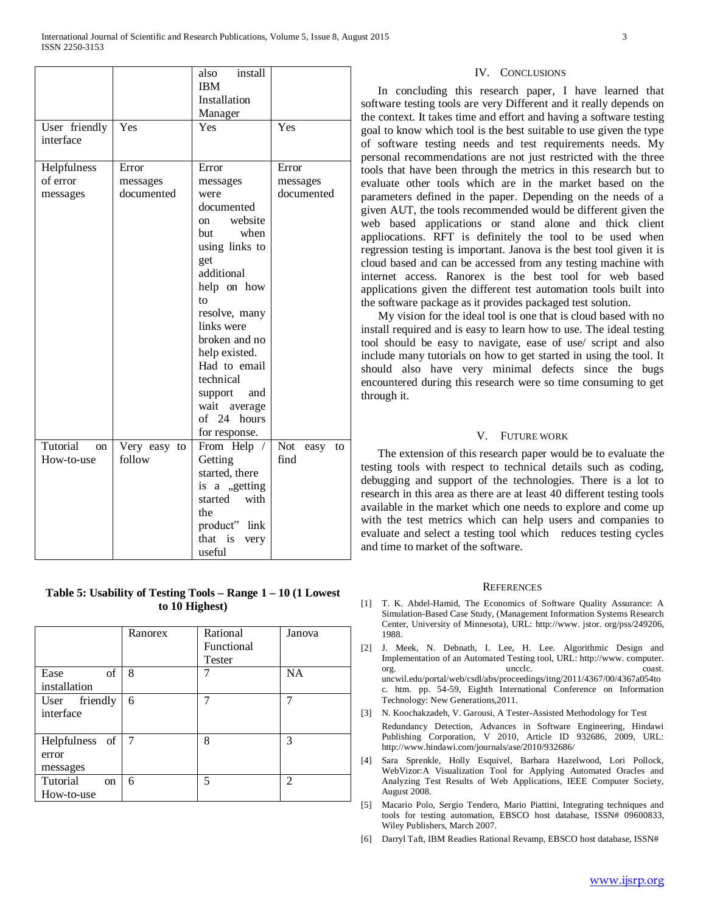|  |  | also install IBM Installation Manager |  |
| --- | --- | --- | --- |
| User friendly interface | Yes | Yes | Yes |
| Helpfulness of error messages | Error messages documented | Error messages were documented on website but when using links to get additional help on how to resolve, many links were broken and no help existed. Had to email technical support and wait average of 24 hours for response. | Error messages documented |
| Tutorial on How-to-use | Very easy to follow | From Help / Getting started, there is a „getting started with the product" link that is very useful | Not easy to find |

**Table 5: Usability of Testing Tools – Range 1 – 10 (1 Lowest to 10 Highest)**

|  | Ranorex | Rational Functional Tester | Janova |
| --- | --- | --- | --- |
| Ease of installation | 8 | 7 | NA |
| User friendly interface | 6 | 7 | 7 |
| Helpfulness of error messages | 7 | 8 | 3 |
| Tutorial on How-to-use | 6 | 5 | 2 |

## IV. Conclusions

In concluding this research paper, I have learned that software testing tools are very Different and it really depends on the context. It takes time and effort and having a software testing goal to know which tool is the best suitable to use given the type of software testing needs and test requirements needs. My personal recommendations are not just restricted with the three tools that have been through the metrics in this research but to evaluate other tools which are in the market based on the parameters defined in the paper. Depending on the needs of a given AUT, the tools recommended would be different given the web based applications or stand alone and thick client appliocations. RFT is definitely the tool to be used when regression testing is important. Janova is the best tool given it is cloud based and can be accessed from any testing machine with internet access. Ranorex is the best tool for web based applications given the different test automation tools built into the software package as it provides packaged test solution.

My vision for the ideal tool is one that is cloud based with no install required and is easy to learn how to use. The ideal testing tool should be easy to navigate, ease of use/ script and also include many tutorials on how to get started in using the tool. It should also have very minimal defects since the bugs encountered during this research were so time consuming to get through it.

## V. Future work

The extension of this research paper would be to evaluate the testing tools with respect to technical details such as coding, debugging and support of the technologies. There is a lot to research in this area as there are at least 40 different testing tools available in the market which one needs to explore and come up with the test metrics which can help users and companies to evaluate and select a testing tool which reduces testing cycles and time to market of the software.

## References

[1] T. K. Abdel-Hamid, The Economics of Software Quality Assurance: A Simulation-Based Case Study, (Management Information Systems Research Center, University of Minnesota), URL: http://www. jstor. org/pss/249206, 1988.

[2] J. Meek, N. Debnath, I. Lee, H. Lee. Algorithmic Design and Implementation of an Automated Testing tool, URL: http://www. computer. org. uncclc. coast. uncwil.edu/portal/web/csdl/abs/proceedings/itng/2011/4367/00/4367a054to c. htm. pp. 54-59, Eighth International Conference on Information Technology: New Generations,2011.

[3] N. Koochakzadeh, V. Garousi, A Tester-Assisted Methodology for Test Redundancy Detection, Advances in Software Engineering, Hindawi Publishing Corporation, V 2010, Article ID 932686, 2009, URL: http://www.hindawi.com/journals/ase/2010/932686/

[4] Sara Sprenkle, Holly Esquivel, Barbara Hazelwood, Lori Pollock, WebVizor:A Visualization Tool for Applying Automated Oracles and Analyzing Test Results of Web Applications, IEEE Computer Society, August 2008.

[5] Macario Polo, Sergio Tendero, Mario Piattini, Integrating techniques and tools for testing automation, EBSCO host database, ISSN# 09600833, Wiley Publishers, March 2007.

[6] Darryl Taft, IBM Readies Rational Revamp, EBSCO host database, ISSN#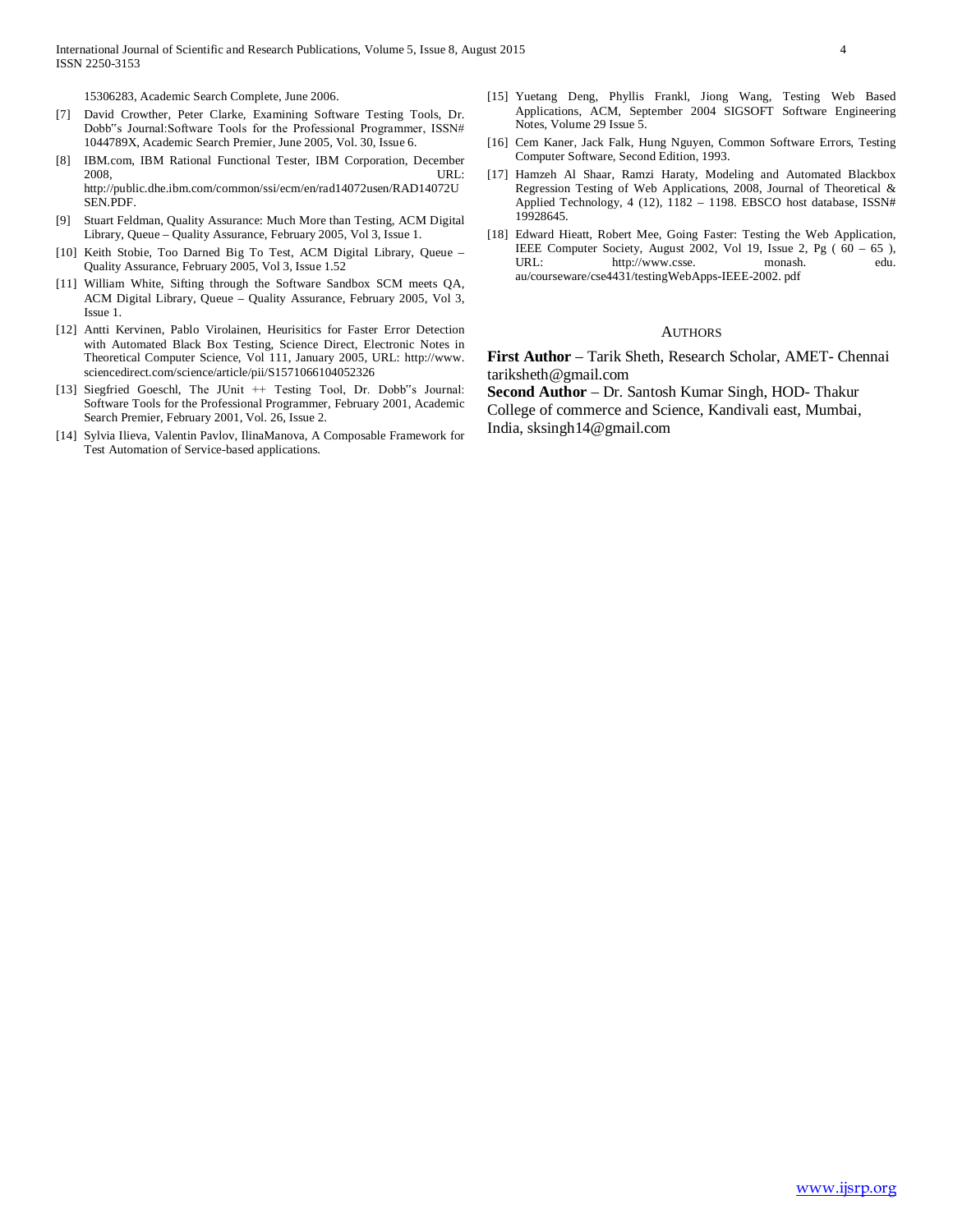15306283, Academic Search Complete, June 2006.

[7] David Crowther, Peter Clarke, Examining Software Testing Tools, Dr. Dobb"s Journal:Software Tools for the Professional Programmer, ISSN# 1044789X, Academic Search Premier, June 2005, Vol. 30, Issue 6.

[8] IBM.com, IBM Rational Functional Tester, IBM Corporation, December 2008, URL: http://public.dhe.ibm.com/common/ssi/ecm/en/rad14072usen/RAD14072USEN.PDF.

[9] Stuart Feldman, Quality Assurance: Much More than Testing, ACM Digital Library, Queue – Quality Assurance, February 2005, Vol 3, Issue 1.

[10] Keith Stobie, Too Darned Big To Test, ACM Digital Library, Queue – Quality Assurance, February 2005, Vol 3, Issue 1.52

[11] William White, Sifting through the Software Sandbox SCM meets QA, ACM Digital Library, Queue – Quality Assurance, February 2005, Vol 3, Issue 1.

[12] Antti Kervinen, Pablo Virolainen, Heurisitics for Faster Error Detection with Automated Black Box Testing, Science Direct, Electronic Notes in Theoretical Computer Science, Vol 111, January 2005, URL: http://www.sciencedirect.com/science/article/pii/S1571066104052326

[13] Siegfried Goeschl, The JUnit ++ Testing Tool, Dr. Dobb"s Journal: Software Tools for the Professional Programmer, February 2001, Academic Search Premier, February 2001, Vol. 26, Issue 2.

[14] Sylvia Ilieva, Valentin Pavlov, IlinaManova, A Composable Framework for Test Automation of Service-based applications.

[15] Yuetang Deng, Phyllis Frankl, Jiong Wang, Testing Web Based Applications, ACM, September 2004 SIGSOFT Software Engineering Notes, Volume 29 Issue 5.

[16] Cem Kaner, Jack Falk, Hung Nguyen, Common Software Errors, Testing Computer Software, Second Edition, 1993.

[17] Hamzeh Al Shaar, Ramzi Haraty, Modeling and Automated Blackbox Regression Testing of Web Applications, 2008, Journal of Theoretical & Applied Technology, 4 (12), 1182 – 1198. EBSCO host database, ISSN# 19928645.

[18] Edward Hieatt, Robert Mee, Going Faster: Testing the Web Application, IEEE Computer Society, August 2002, Vol 19, Issue 2, Pg ( 60 – 65 ), URL: http://www.csse. monash. edu. au/courseware/cse4431/testingWebApps-IEEE-2002. pdf

## Authors

**First Author** – Tarik Sheth, Research Scholar, AMET- Chennai tariksheth@gmail.com

**Second Author** – Dr. Santosh Kumar Singh, HOD- Thakur College of commerce and Science, Kandivali east, Mumbai, India, sksingh14@gmail.com